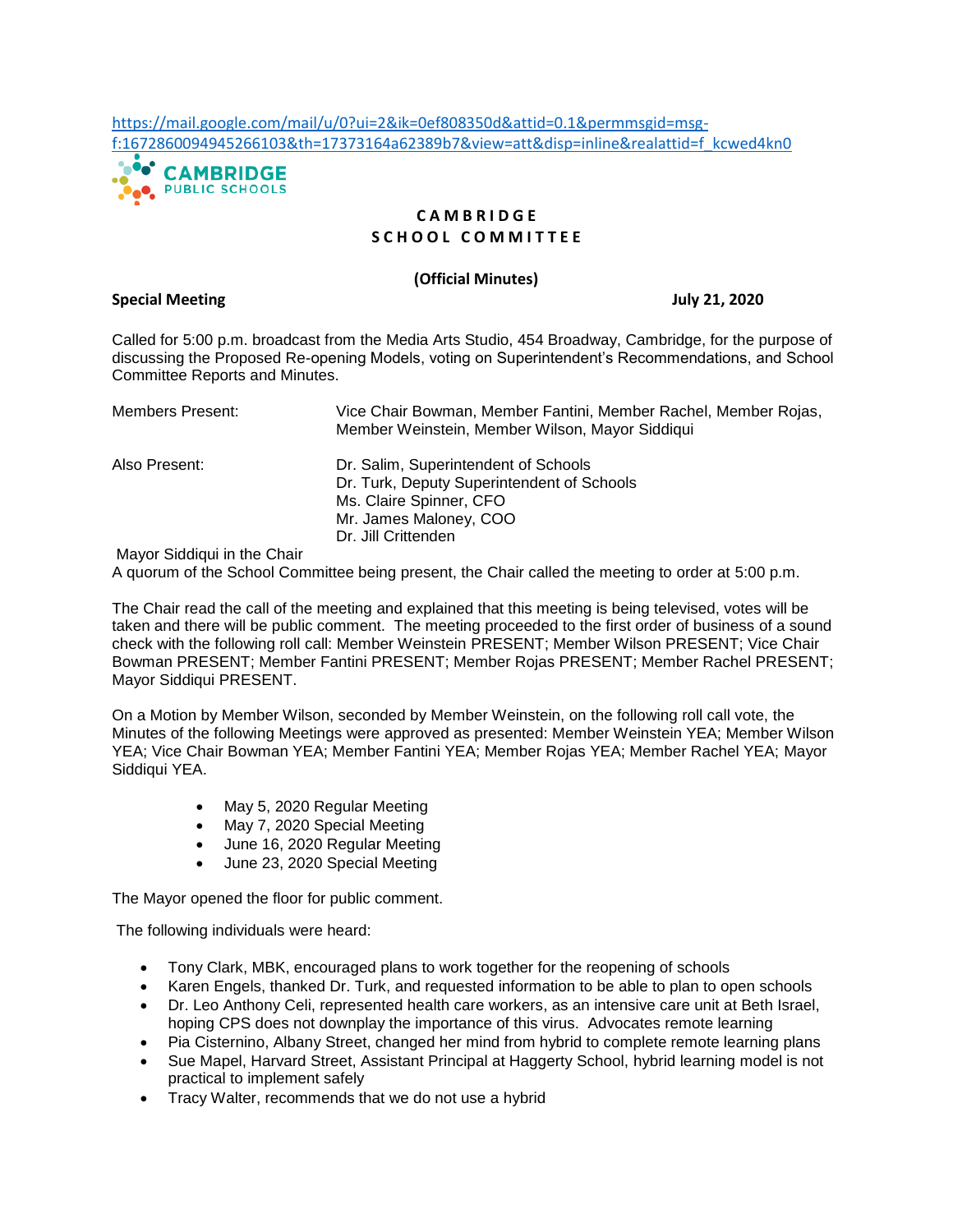https://mail.google.com/mail/u/0?ui=2&ik=0ef808350d&attid=0.1&permmsgid=msg-f:1672860094945266103&th=17373164a62389b7&view=att&disp=inline&realattid=f_kcwed4kn0

CAMBRIDGE
PUBLIC SCHOOLS

# CAMBRIDGE SCHOOL COMMITTEE

**(Official Minutes)**

**Special Meeting** **July 21, 2020**

Called for 5:00 p.m. broadcast from the Media Arts Studio, 454 Broadway, Cambridge, for the purpose of discussing the Proposed Re-opening Models, voting on Superintendent's Recommendations, and School Committee Reports and Minutes.

| | |
|---|---|
| Members Present: | Vice Chair Bowman, Member Fantini, Member Rachel, Member Rojas, Member Weinstein, Member Wilson, Mayor Siddiqui |
| Also Present: | Dr. Salim, Superintendent of Schools<br>Dr. Turk, Deputy Superintendent of Schools<br>Ms. Claire Spinner, CFO<br>Mr. James Maloney, COO<br>Dr. Jill Crittenden |

Mayor Siddiqui in the Chair
A quorum of the School Committee being present, the Chair called the meeting to order at 5:00 p.m.

The Chair read the call of the meeting and explained that this meeting is being televised, votes will be taken and there will be public comment. The meeting proceeded to the first order of business of a sound check with the following roll call: Member Weinstein PRESENT; Member Wilson PRESENT; Vice Chair Bowman PRESENT; Member Fantini PRESENT; Member Rojas PRESENT; Member Rachel PRESENT; Mayor Siddiqui PRESENT.

On a Motion by Member Wilson, seconded by Member Weinstein, on the following roll call vote, the Minutes of the following Meetings were approved as presented: Member Weinstein YEA; Member Wilson YEA; Vice Chair Bowman YEA; Member Fantini YEA; Member Rojas YEA; Member Rachel YEA; Mayor Siddiqui YEA.

- May 5, 2020 Regular Meeting
- May 7, 2020 Special Meeting
- June 16, 2020 Regular Meeting
- June 23, 2020 Special Meeting

The Mayor opened the floor for public comment.

The following individuals were heard:

- Tony Clark, MBK, encouraged plans to work together for the reopening of schools
- Karen Engels, thanked Dr. Turk, and requested information to be able to plan to open schools
- Dr. Leo Anthony Celi, represented health care workers, as an intensive care unit at Beth Israel, hoping CPS does not downplay the importance of this virus. Advocates remote learning
- Pia Cisternino, Albany Street, changed her mind from hybrid to complete remote learning plans
- Sue Mapel, Harvard Street, Assistant Principal at Haggerty School, hybrid learning model is not practical to implement safely
- Tracy Walter, recommends that we do not use a hybrid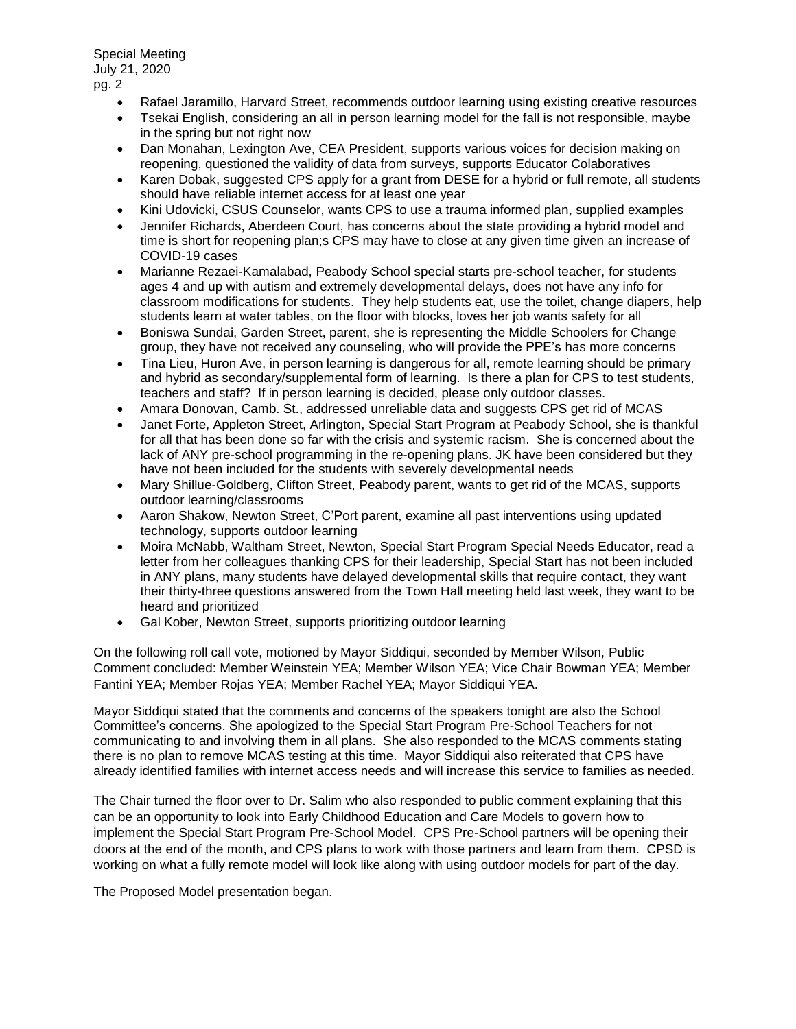- Rafael Jaramillo, Harvard Street, recommends outdoor learning using existing creative resources
- Tsekai English, considering an all in person learning model for the fall is not responsible, maybe in the spring but not right now
- Dan Monahan, Lexington Ave, CEA President, supports various voices for decision making on reopening, questioned the validity of data from surveys, supports Educator Colaboratives
- Karen Dobak, suggested CPS apply for a grant from DESE for a hybrid or full remote, all students should have reliable internet access for at least one year
- Kini Udovicki, CSUS Counselor, wants CPS to use a trauma informed plan, supplied examples
- Jennifer Richards, Aberdeen Court, has concerns about the state providing a hybrid model and time is short for reopening plan;s CPS may have to close at any given time given an increase of COVID-19 cases
- Marianne Rezaei-Kamalabad, Peabody School special starts pre-school teacher, for students ages 4 and up with autism and extremely developmental delays, does not have any info for classroom modifications for students. They help students eat, use the toilet, change diapers, help students learn at water tables, on the floor with blocks, loves her job wants safety for all
- Boniswa Sundai, Garden Street, parent, she is representing the Middle Schoolers for Change group, they have not received any counseling, who will provide the PPE's has more concerns
- Tina Lieu, Huron Ave, in person learning is dangerous for all, remote learning should be primary and hybrid as secondary/supplemental form of learning. Is there a plan for CPS to test students, teachers and staff? If in person learning is decided, please only outdoor classes.
- Amara Donovan, Camb. St., addressed unreliable data and suggests CPS get rid of MCAS
- Janet Forte, Appleton Street, Arlington, Special Start Program at Peabody School, she is thankful for all that has been done so far with the crisis and systemic racism. She is concerned about the lack of ANY pre-school programming in the re-opening plans. JK have been considered but they have not been included for the students with severely developmental needs
- Mary Shillue-Goldberg, Clifton Street, Peabody parent, wants to get rid of the MCAS, supports outdoor learning/classrooms
- Aaron Shakow, Newton Street, C'Port parent, examine all past interventions using updated technology, supports outdoor learning
- Moira McNabb, Waltham Street, Newton, Special Start Program Special Needs Educator, read a letter from her colleagues thanking CPS for their leadership, Special Start has not been included in ANY plans, many students have delayed developmental skills that require contact, they want their thirty-three questions answered from the Town Hall meeting held last week, they want to be heard and prioritized
- Gal Kober, Newton Street, supports prioritizing outdoor learning

On the following roll call vote, motioned by Mayor Siddiqui, seconded by Member Wilson, Public Comment concluded: Member Weinstein YEA; Member Wilson YEA; Vice Chair Bowman YEA; Member Fantini YEA; Member Rojas YEA; Member Rachel YEA; Mayor Siddiqui YEA.

Mayor Siddiqui stated that the comments and concerns of the speakers tonight are also the School Committee's concerns. She apologized to the Special Start Program Pre-School Teachers for not communicating to and involving them in all plans. She also responded to the MCAS comments stating there is no plan to remove MCAS testing at this time. Mayor Siddiqui also reiterated that CPS have already identified families with internet access needs and will increase this service to families as needed.

The Chair turned the floor over to Dr. Salim who also responded to public comment explaining that this can be an opportunity to look into Early Childhood Education and Care Models to govern how to implement the Special Start Program Pre-School Model. CPS Pre-School partners will be opening their doors at the end of the month, and CPS plans to work with those partners and learn from them. CPSD is working on what a fully remote model will look like along with using outdoor models for part of the day.

The Proposed Model presentation began.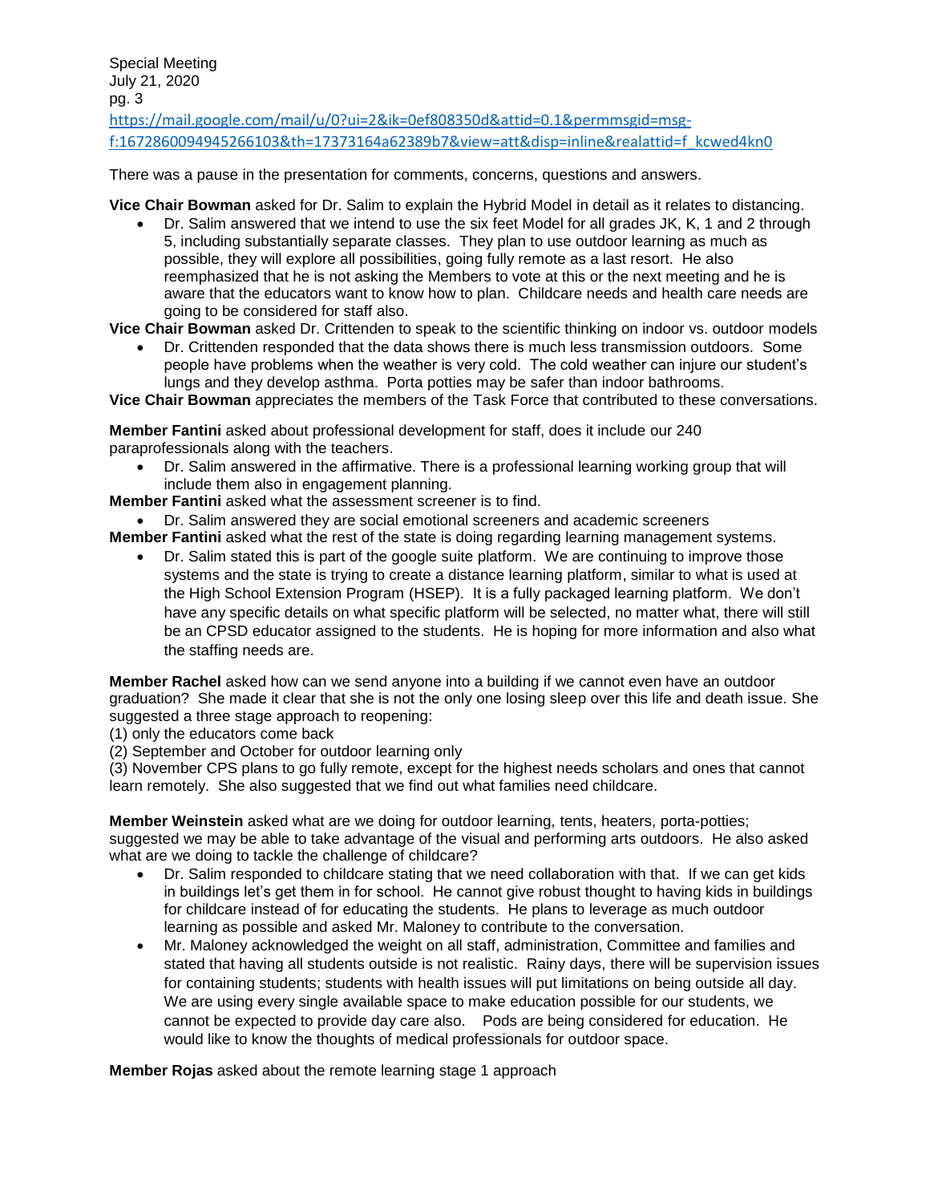https://mail.google.com/mail/u/0?ui=2&ik=0ef808350d&attid=0.1&permmsgid=msg-f:1672860094945266103&th=17373164a62389b7&view=att&disp=inline&realattid=f_kcwed4kn0

There was a pause in the presentation for comments, concerns, questions and answers.

**Vice Chair Bowman** asked for Dr. Salim to explain the Hybrid Model in detail as it relates to distancing.

- Dr. Salim answered that we intend to use the six feet Model for all grades JK, K, 1 and 2 through 5, including substantially separate classes. They plan to use outdoor learning as much as possible, they will explore all possibilities, going fully remote as a last resort. He also reemphasized that he is not asking the Members to vote at this or the next meeting and he is aware that the educators want to know how to plan. Childcare needs and health care needs are going to be considered for staff also.

**Vice Chair Bowman** asked Dr. Crittenden to speak to the scientific thinking on indoor vs. outdoor models

- Dr. Crittenden responded that the data shows there is much less transmission outdoors. Some people have problems when the weather is very cold. The cold weather can injure our student's lungs and they develop asthma. Porta potties may be safer than indoor bathrooms.

**Vice Chair Bowman** appreciates the members of the Task Force that contributed to these conversations.

**Member Fantini** asked about professional development for staff, does it include our 240 paraprofessionals along with the teachers.

- Dr. Salim answered in the affirmative. There is a professional learning working group that will include them also in engagement planning.

**Member Fantini** asked what the assessment screener is to find.

- Dr. Salim answered they are social emotional screeners and academic screeners

**Member Fantini** asked what the rest of the state is doing regarding learning management systems.

- Dr. Salim stated this is part of the google suite platform. We are continuing to improve those systems and the state is trying to create a distance learning platform, similar to what is used at the High School Extension Program (HSEP). It is a fully packaged learning platform. We don't have any specific details on what specific platform will be selected, no matter what, there will still be an CPSD educator assigned to the students. He is hoping for more information and also what the staffing needs are.

**Member Rachel** asked how can we send anyone into a building if we cannot even have an outdoor graduation? She made it clear that she is not the only one losing sleep over this life and death issue. She suggested a three stage approach to reopening:
(1) only the educators come back
(2) September and October for outdoor learning only
(3) November CPS plans to go fully remote, except for the highest needs scholars and ones that cannot learn remotely. She also suggested that we find out what families need childcare.

**Member Weinstein** asked what are we doing for outdoor learning, tents, heaters, porta-potties; suggested we may be able to take advantage of the visual and performing arts outdoors. He also asked what are we doing to tackle the challenge of childcare?

- Dr. Salim responded to childcare stating that we need collaboration with that. If we can get kids in buildings let's get them in for school. He cannot give robust thought to having kids in buildings for childcare instead of for educating the students. He plans to leverage as much outdoor learning as possible and asked Mr. Maloney to contribute to the conversation.
- Mr. Maloney acknowledged the weight on all staff, administration, Committee and families and stated that having all students outside is not realistic. Rainy days, there will be supervision issues for containing students; students with health issues will put limitations on being outside all day. We are using every single available space to make education possible for our students, we cannot be expected to provide day care also. Pods are being considered for education. He would like to know the thoughts of medical professionals for outdoor space.

**Member Rojas** asked about the remote learning stage 1 approach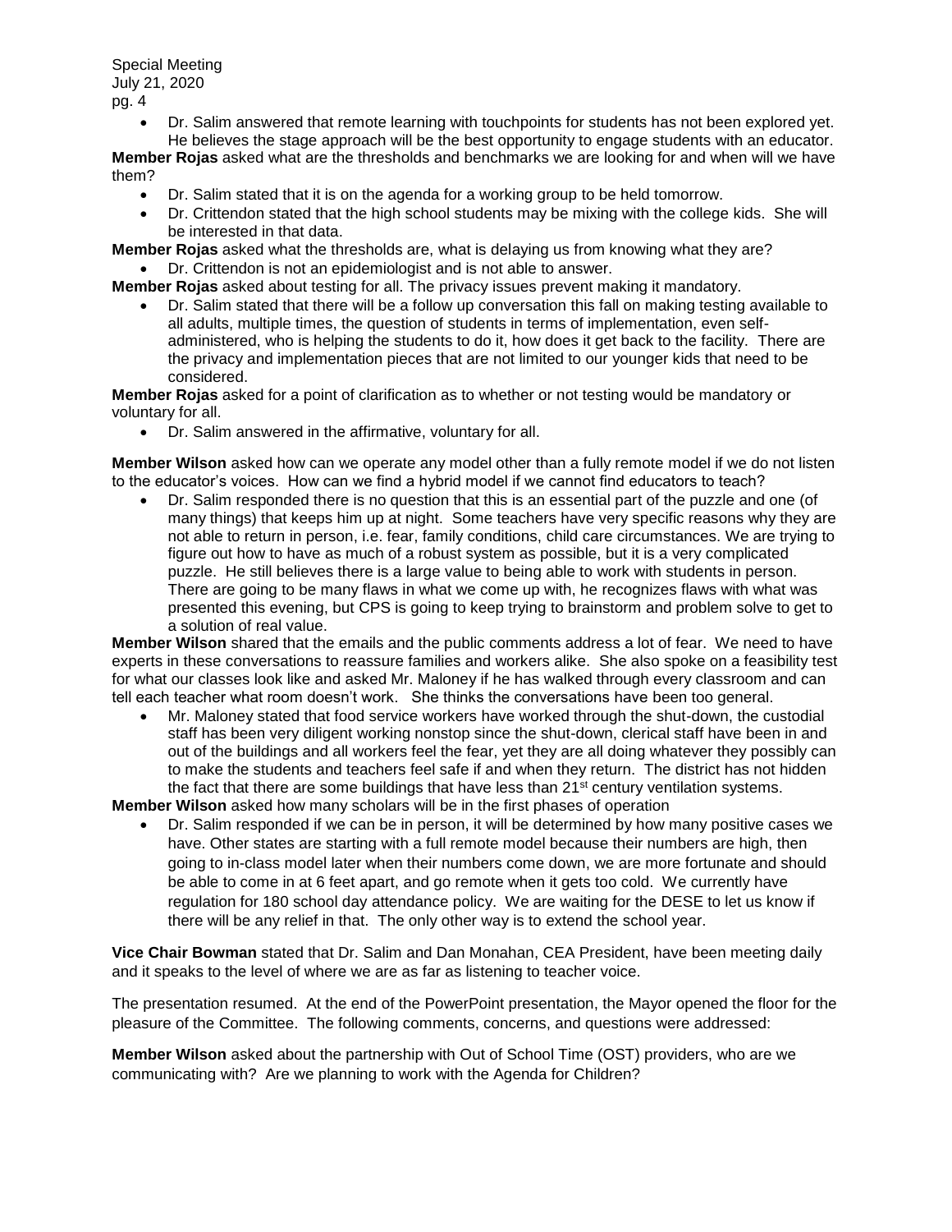- Dr. Salim answered that remote learning with touchpoints for students has not been explored yet. He believes the stage approach will be the best opportunity to engage students with an educator.

**Member Rojas** asked what are the thresholds and benchmarks we are looking for and when will we have them?

- Dr. Salim stated that it is on the agenda for a working group to be held tomorrow.
- Dr. Crittendon stated that the high school students may be mixing with the college kids. She will be interested in that data.

**Member Rojas** asked what the thresholds are, what is delaying us from knowing what they are?

- Dr. Crittendon is not an epidemiologist and is not able to answer.

**Member Rojas** asked about testing for all. The privacy issues prevent making it mandatory.

- Dr. Salim stated that there will be a follow up conversation this fall on making testing available to all adults, multiple times, the question of students in terms of implementation, even self-administered, who is helping the students to do it, how does it get back to the facility. There are the privacy and implementation pieces that are not limited to our younger kids that need to be considered.

**Member Rojas** asked for a point of clarification as to whether or not testing would be mandatory or voluntary for all.

- Dr. Salim answered in the affirmative, voluntary for all.

**Member Wilson** asked how can we operate any model other than a fully remote model if we do not listen to the educator's voices. How can we find a hybrid model if we cannot find educators to teach?

- Dr. Salim responded there is no question that this is an essential part of the puzzle and one (of many things) that keeps him up at night. Some teachers have very specific reasons why they are not able to return in person, i.e. fear, family conditions, child care circumstances. We are trying to figure out how to have as much of a robust system as possible, but it is a very complicated puzzle. He still believes there is a large value to being able to work with students in person. There are going to be many flaws in what we come up with, he recognizes flaws with what was presented this evening, but CPS is going to keep trying to brainstorm and problem solve to get to a solution of real value.

**Member Wilson** shared that the emails and the public comments address a lot of fear. We need to have experts in these conversations to reassure families and workers alike. She also spoke on a feasibility test for what our classes look like and asked Mr. Maloney if he has walked through every classroom and can tell each teacher what room doesn't work. She thinks the conversations have been too general.

- Mr. Maloney stated that food service workers have worked through the shut-down, the custodial staff has been very diligent working nonstop since the shut-down, clerical staff have been in and out of the buildings and all workers feel the fear, yet they are all doing whatever they possibly can to make the students and teachers feel safe if and when they return. The district has not hidden the fact that there are some buildings that have less than 21st century ventilation systems.

**Member Wilson** asked how many scholars will be in the first phases of operation

- Dr. Salim responded if we can be in person, it will be determined by how many positive cases we have. Other states are starting with a full remote model because their numbers are high, then going to in-class model later when their numbers come down, we are more fortunate and should be able to come in at 6 feet apart, and go remote when it gets too cold. We currently have regulation for 180 school day attendance policy. We are waiting for the DESE to let us know if there will be any relief in that. The only other way is to extend the school year.

**Vice Chair Bowman** stated that Dr. Salim and Dan Monahan, CEA President, have been meeting daily and it speaks to the level of where we are as far as listening to teacher voice.

The presentation resumed. At the end of the PowerPoint presentation, the Mayor opened the floor for the pleasure of the Committee. The following comments, concerns, and questions were addressed:

**Member Wilson** asked about the partnership with Out of School Time (OST) providers, who are we communicating with? Are we planning to work with the Agenda for Children?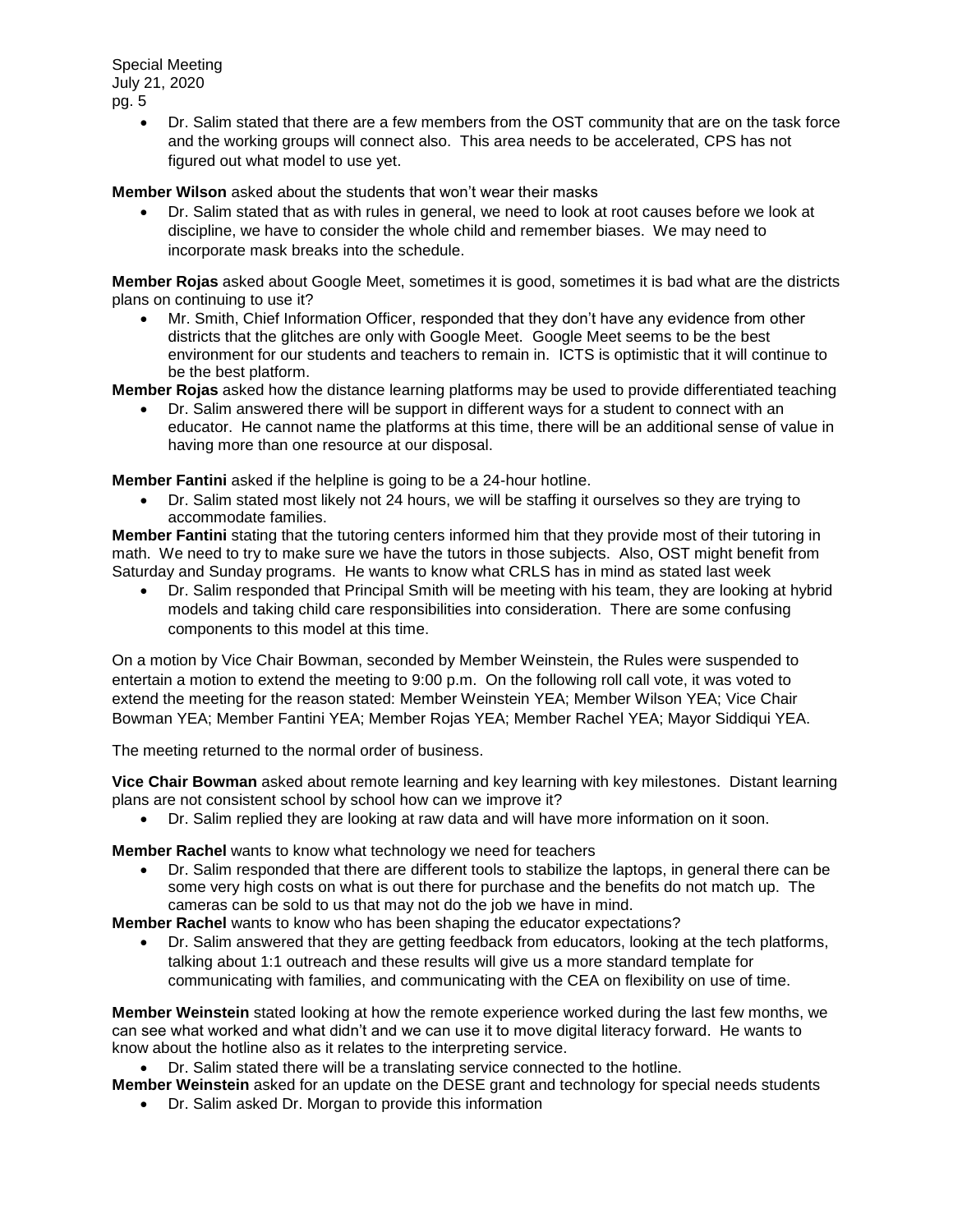- Dr. Salim stated that there are a few members from the OST community that are on the task force and the working groups will connect also. This area needs to be accelerated, CPS has not figured out what model to use yet.

**Member Wilson** asked about the students that won't wear their masks

- Dr. Salim stated that as with rules in general, we need to look at root causes before we look at discipline, we have to consider the whole child and remember biases. We may need to incorporate mask breaks into the schedule.

**Member Rojas** asked about Google Meet, sometimes it is good, sometimes it is bad what are the districts plans on continuing to use it?

- Mr. Smith, Chief Information Officer, responded that they don't have any evidence from other districts that the glitches are only with Google Meet. Google Meet seems to be the best environment for our students and teachers to remain in. ICTS is optimistic that it will continue to be the best platform.

**Member Rojas** asked how the distance learning platforms may be used to provide differentiated teaching

- Dr. Salim answered there will be support in different ways for a student to connect with an educator. He cannot name the platforms at this time, there will be an additional sense of value in having more than one resource at our disposal.

**Member Fantini** asked if the helpline is going to be a 24-hour hotline.

- Dr. Salim stated most likely not 24 hours, we will be staffing it ourselves so they are trying to accommodate families.

**Member Fantini** stating that the tutoring centers informed him that they provide most of their tutoring in math. We need to try to make sure we have the tutors in those subjects. Also, OST might benefit from Saturday and Sunday programs. He wants to know what CRLS has in mind as stated last week

- Dr. Salim responded that Principal Smith will be meeting with his team, they are looking at hybrid models and taking child care responsibilities into consideration. There are some confusing components to this model at this time.

On a motion by Vice Chair Bowman, seconded by Member Weinstein, the Rules were suspended to entertain a motion to extend the meeting to 9:00 p.m. On the following roll call vote, it was voted to extend the meeting for the reason stated: Member Weinstein YEA; Member Wilson YEA; Vice Chair Bowman YEA; Member Fantini YEA; Member Rojas YEA; Member Rachel YEA; Mayor Siddiqui YEA.

The meeting returned to the normal order of business.

**Vice Chair Bowman** asked about remote learning and key learning with key milestones. Distant learning plans are not consistent school by school how can we improve it?

- Dr. Salim replied they are looking at raw data and will have more information on it soon.

**Member Rachel** wants to know what technology we need for teachers

- Dr. Salim responded that there are different tools to stabilize the laptops, in general there can be some very high costs on what is out there for purchase and the benefits do not match up. The cameras can be sold to us that may not do the job we have in mind.

**Member Rachel** wants to know who has been shaping the educator expectations?

- Dr. Salim answered that they are getting feedback from educators, looking at the tech platforms, talking about 1:1 outreach and these results will give us a more standard template for communicating with families, and communicating with the CEA on flexibility on use of time.

**Member Weinstein** stated looking at how the remote experience worked during the last few months, we can see what worked and what didn't and we can use it to move digital literacy forward. He wants to know about the hotline also as it relates to the interpreting service.

- Dr. Salim stated there will be a translating service connected to the hotline.

**Member Weinstein** asked for an update on the DESE grant and technology for special needs students

- Dr. Salim asked Dr. Morgan to provide this information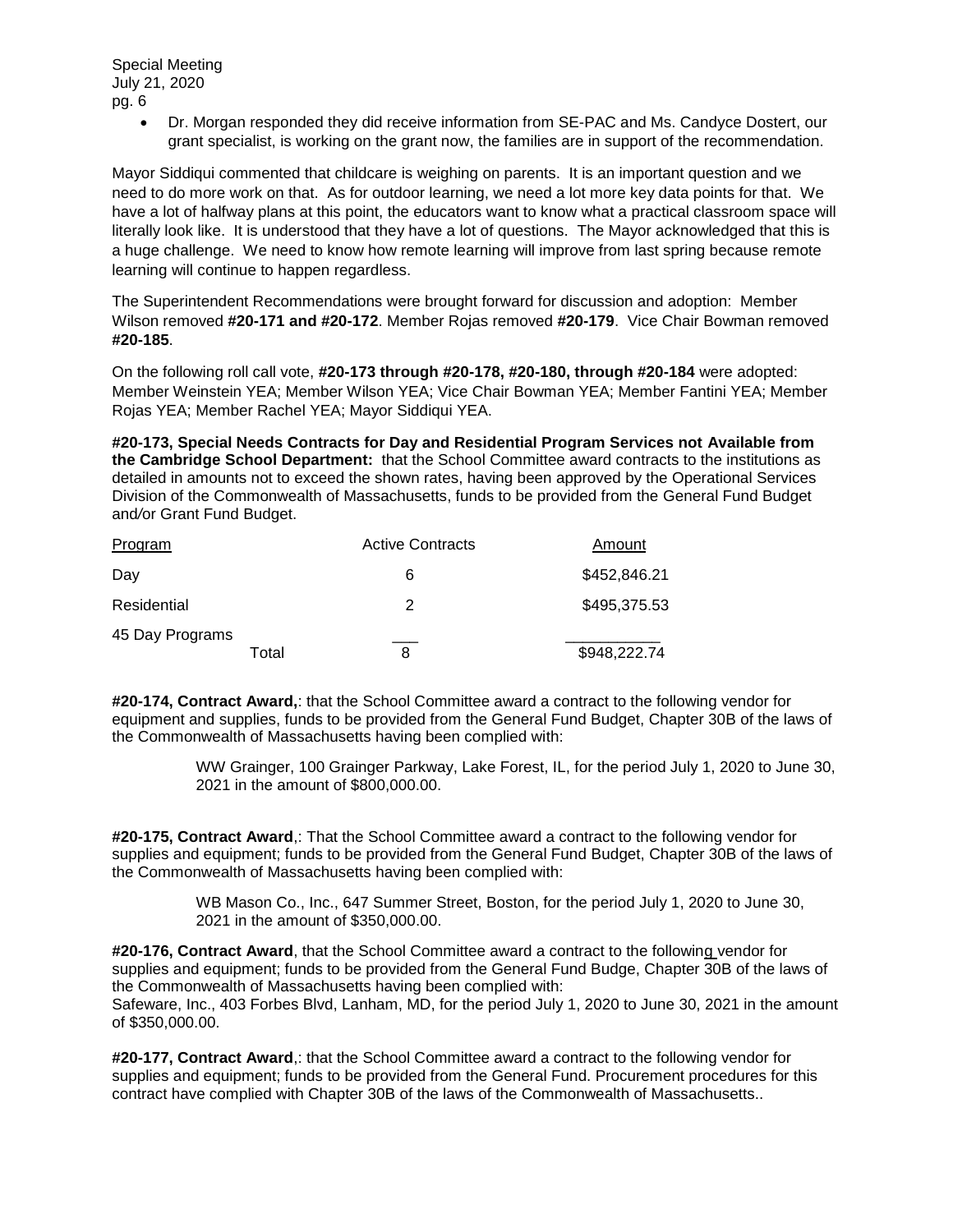- Dr. Morgan responded they did receive information from SE-PAC and Ms. Candyce Dostert, our grant specialist, is working on the grant now, the families are in support of the recommendation.

Mayor Siddiqui commented that childcare is weighing on parents. It is an important question and we need to do more work on that. As for outdoor learning, we need a lot more key data points for that. We have a lot of halfway plans at this point, the educators want to know what a practical classroom space will literally look like. It is understood that they have a lot of questions. The Mayor acknowledged that this is a huge challenge. We need to know how remote learning will improve from last spring because remote learning will continue to happen regardless.

The Superintendent Recommendations were brought forward for discussion and adoption: Member Wilson removed **#20-171 and #20-172**. Member Rojas removed **#20-179**. Vice Chair Bowman removed **#20-185**.

On the following roll call vote, **#20-173 through #20-178, #20-180, through #20-184** were adopted: Member Weinstein YEA; Member Wilson YEA; Vice Chair Bowman YEA; Member Fantini YEA; Member Rojas YEA; Member Rachel YEA; Mayor Siddiqui YEA.

**#20-173, Special Needs Contracts for Day and Residential Program Services not Available from the Cambridge School Department:** that the School Committee award contracts to the institutions as detailed in amounts not to exceed the shown rates, having been approved by the Operational Services Division of the Commonwealth of Massachusetts, funds to be provided from the General Fund Budget and/or Grant Fund Budget.

| Program | Active Contracts | Amount |
|---|---|---|
| Day | 6 | $452,846.21 |
| Residential | 2 | $495,375.53 |
| 45 Day Programs | | |
| Total | 8 | $948,222.74 |

**#20-174, Contract Award,**: that the School Committee award a contract to the following vendor for equipment and supplies, funds to be provided from the General Fund Budget, Chapter 30B of the laws of the Commonwealth of Massachusetts having been complied with:

> WW Grainger, 100 Grainger Parkway, Lake Forest, IL, for the period July 1, 2020 to June 30, 2021 in the amount of $800,000.00.

**#20-175, Contract Award**,: That the School Committee award a contract to the following vendor for supplies and equipment; funds to be provided from the General Fund Budget, Chapter 30B of the laws of the Commonwealth of Massachusetts having been complied with:

> WB Mason Co., Inc., 647 Summer Street, Boston, for the period July 1, 2020 to June 30, 2021 in the amount of $350,000.00.

**#20-176, Contract Award**, that the School Committee award a contract to the following vendor for supplies and equipment; funds to be provided from the General Fund Budge, Chapter 30B of the laws of the Commonwealth of Massachusetts having been complied with:
Safeware, Inc., 403 Forbes Blvd, Lanham, MD, for the period July 1, 2020 to June 30, 2021 in the amount of $350,000.00.

**#20-177, Contract Award**,: that the School Committee award a contract to the following vendor for supplies and equipment; funds to be provided from the General Fund. Procurement procedures for this contract have complied with Chapter 30B of the laws of the Commonwealth of Massachusetts..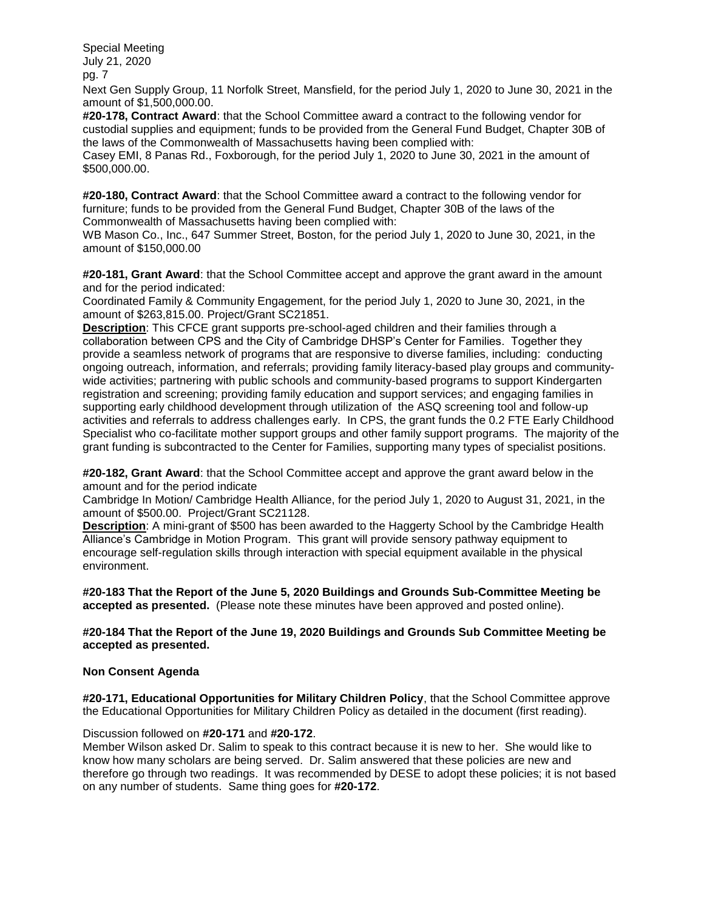Next Gen Supply Group, 11 Norfolk Street, Mansfield, for the period July 1, 2020 to June 30, 2021 in the amount of $1,500,000.00.

**#20-178, Contract Award**: that the School Committee award a contract to the following vendor for custodial supplies and equipment; funds to be provided from the General Fund Budget, Chapter 30B of the laws of the Commonwealth of Massachusetts having been complied with:
Casey EMI, 8 Panas Rd., Foxborough, for the period July 1, 2020 to June 30, 2021 in the amount of $500,000.00.

**#20-180, Contract Award**: that the School Committee award a contract to the following vendor for furniture; funds to be provided from the General Fund Budget, Chapter 30B of the laws of the Commonwealth of Massachusetts having been complied with:
WB Mason Co., Inc., 647 Summer Street, Boston, for the period July 1, 2020 to June 30, 2021, in the amount of $150,000.00

**#20-181, Grant Award**: that the School Committee accept and approve the grant award in the amount and for the period indicated:
Coordinated Family & Community Engagement, for the period July 1, 2020 to June 30, 2021, in the amount of $263,815.00. Project/Grant SC21851.
**Description**: This CFCE grant supports pre-school-aged children and their families through a collaboration between CPS and the City of Cambridge DHSP's Center for Families. Together they provide a seamless network of programs that are responsive to diverse families, including: conducting ongoing outreach, information, and referrals; providing family literacy-based play groups and community-wide activities; partnering with public schools and community-based programs to support Kindergarten registration and screening; providing family education and support services; and engaging families in supporting early childhood development through utilization of the ASQ screening tool and follow-up activities and referrals to address challenges early. In CPS, the grant funds the 0.2 FTE Early Childhood Specialist who co-facilitate mother support groups and other family support programs. The majority of the grant funding is subcontracted to the Center for Families, supporting many types of specialist positions.

**#20-182, Grant Award**: that the School Committee accept and approve the grant award below in the amount and for the period indicate
Cambridge In Motion/ Cambridge Health Alliance, for the period July 1, 2020 to August 31, 2021, in the amount of $500.00. Project/Grant SC21128.
**Description**: A mini-grant of $500 has been awarded to the Haggerty School by the Cambridge Health Alliance's Cambridge in Motion Program. This grant will provide sensory pathway equipment to encourage self-regulation skills through interaction with special equipment available in the physical environment.

**#20-183 That the Report of the June 5, 2020 Buildings and Grounds Sub-Committee Meeting be accepted as presented.** (Please note these minutes have been approved and posted online).

**#20-184 That the Report of the June 19, 2020 Buildings and Grounds Sub Committee Meeting be accepted as presented.**

**Non Consent Agenda**

**#20-171, Educational Opportunities for Military Children Policy**, that the School Committee approve the Educational Opportunities for Military Children Policy as detailed in the document (first reading).

Discussion followed on **#20-171** and **#20-172**.
Member Wilson asked Dr. Salim to speak to this contract because it is new to her. She would like to know how many scholars are being served. Dr. Salim answered that these policies are new and therefore go through two readings. It was recommended by DESE to adopt these policies; it is not based on any number of students. Same thing goes for **#20-172**.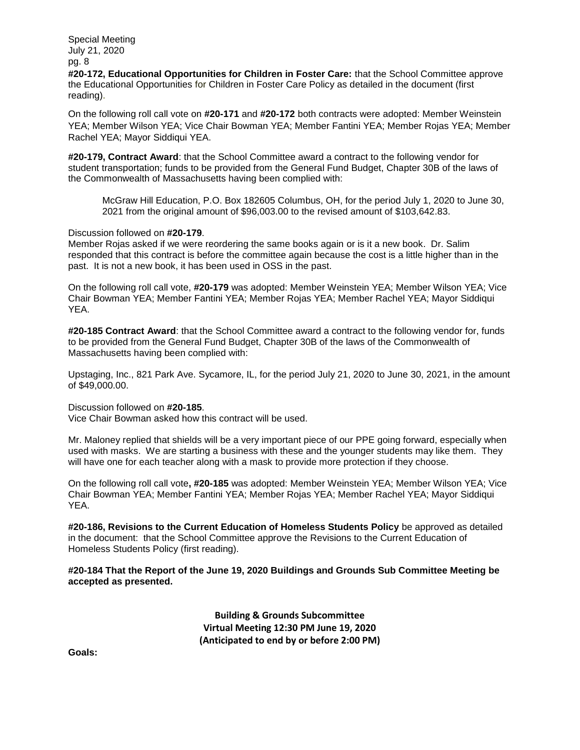Special Meeting
July 21, 2020

**#20-172, Educational Opportunities for Children in Foster Care:** that the School Committee approve the Educational Opportunities for Children in Foster Care Policy as detailed in the document (first reading).

On the following roll call vote on **#20-171** and **#20-172** both contracts were adopted: Member Weinstein YEA; Member Wilson YEA; Vice Chair Bowman YEA; Member Fantini YEA; Member Rojas YEA; Member Rachel YEA; Mayor Siddiqui YEA.

**#20-179, Contract Award**: that the School Committee award a contract to the following vendor for student transportation; funds to be provided from the General Fund Budget, Chapter 30B of the laws of the Commonwealth of Massachusetts having been complied with:

> McGraw Hill Education, P.O. Box 182605 Columbus, OH, for the period July 1, 2020 to June 30, 2021 from the original amount of $96,003.00 to the revised amount of $103,642.83.

Discussion followed on **#20-179**.
Member Rojas asked if we were reordering the same books again or is it a new book. Dr. Salim responded that this contract is before the committee again because the cost is a little higher than in the past. It is not a new book, it has been used in OSS in the past.

On the following roll call vote, **#20-179** was adopted: Member Weinstein YEA; Member Wilson YEA; Vice Chair Bowman YEA; Member Fantini YEA; Member Rojas YEA; Member Rachel YEA; Mayor Siddiqui YEA.

**#20-185 Contract Award**: that the School Committee award a contract to the following vendor for, funds to be provided from the General Fund Budget, Chapter 30B of the laws of the Commonwealth of Massachusetts having been complied with:

Upstaging, Inc., 821 Park Ave. Sycamore, IL, for the period July 21, 2020 to June 30, 2021, in the amount of $49,000.00.

Discussion followed on **#20-185**.
Vice Chair Bowman asked how this contract will be used.

Mr. Maloney replied that shields will be a very important piece of our PPE going forward, especially when used with masks. We are starting a business with these and the younger students may like them. They will have one for each teacher along with a mask to provide more protection if they choose.

On the following roll call vote**, #20-185** was adopted: Member Weinstein YEA; Member Wilson YEA; Vice Chair Bowman YEA; Member Fantini YEA; Member Rojas YEA; Member Rachel YEA; Mayor Siddiqui YEA.

**#20-186, Revisions to the Current Education of Homeless Students Policy** be approved as detailed in the document: that the School Committee approve the Revisions to the Current Education of Homeless Students Policy (first reading).

**#20-184 That the Report of the June 19, 2020 Buildings and Grounds Sub Committee Meeting be accepted as presented.**

**Building & Grounds Subcommittee**
**Virtual Meeting 12:30 PM June 19, 2020**
**(Anticipated to end by or before 2:00 PM)**

**Goals:**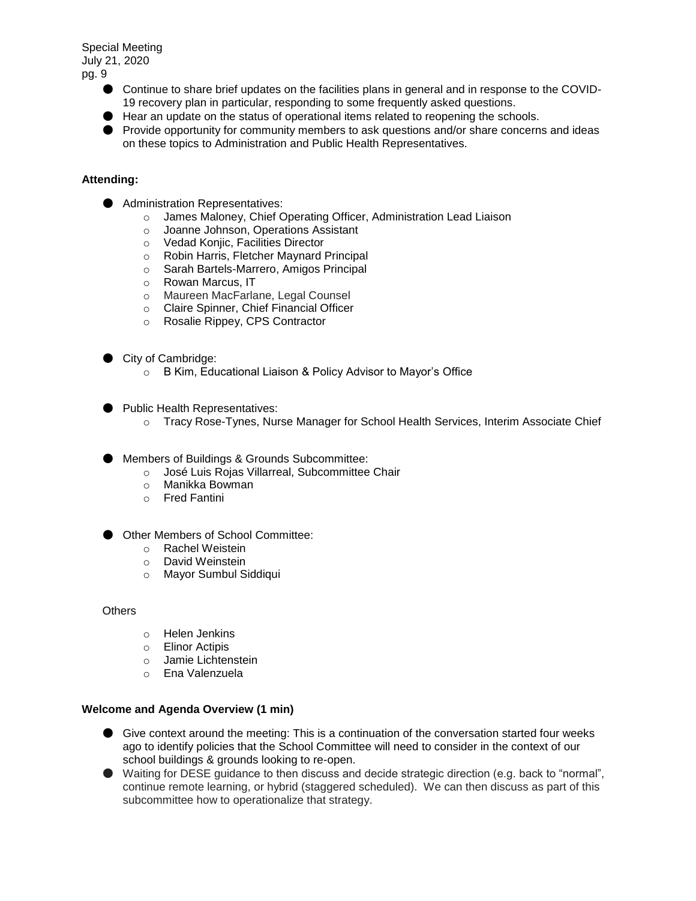- Continue to share brief updates on the facilities plans in general and in response to the COVID-19 recovery plan in particular, responding to some frequently asked questions.
- Hear an update on the status of operational items related to reopening the schools.
- Provide opportunity for community members to ask questions and/or share concerns and ideas on these topics to Administration and Public Health Representatives.

**Attending:**

- Administration Representatives:
  - James Maloney, Chief Operating Officer, Administration Lead Liaison
  - Joanne Johnson, Operations Assistant
  - Vedad Konjic, Facilities Director
  - Robin Harris, Fletcher Maynard Principal
  - Sarah Bartels-Marrero, Amigos Principal
  - Rowan Marcus, IT
  - Maureen MacFarlane, Legal Counsel
  - Claire Spinner, Chief Financial Officer
  - Rosalie Rippey, CPS Contractor

- City of Cambridge:
  - B Kim, Educational Liaison & Policy Advisor to Mayor's Office

- Public Health Representatives:
  - Tracy Rose-Tynes, Nurse Manager for School Health Services, Interim Associate Chief

- Members of Buildings & Grounds Subcommittee:
  - José Luis Rojas Villarreal, Subcommittee Chair
  - Manikka Bowman
  - Fred Fantini

- Other Members of School Committee:
  - Rachel Weistein
  - David Weinstein
  - Mayor Sumbul Siddiqui

Others

- Helen Jenkins
- Elinor Actipis
- Jamie Lichtenstein
- Ena Valenzuela

**Welcome and Agenda Overview (1 min)**

- Give context around the meeting: This is a continuation of the conversation started four weeks ago to identify policies that the School Committee will need to consider in the context of our school buildings & grounds looking to re-open.
- Waiting for DESE guidance to then discuss and decide strategic direction (e.g. back to "normal", continue remote learning, or hybrid (staggered scheduled). We can then discuss as part of this subcommittee how to operationalize that strategy.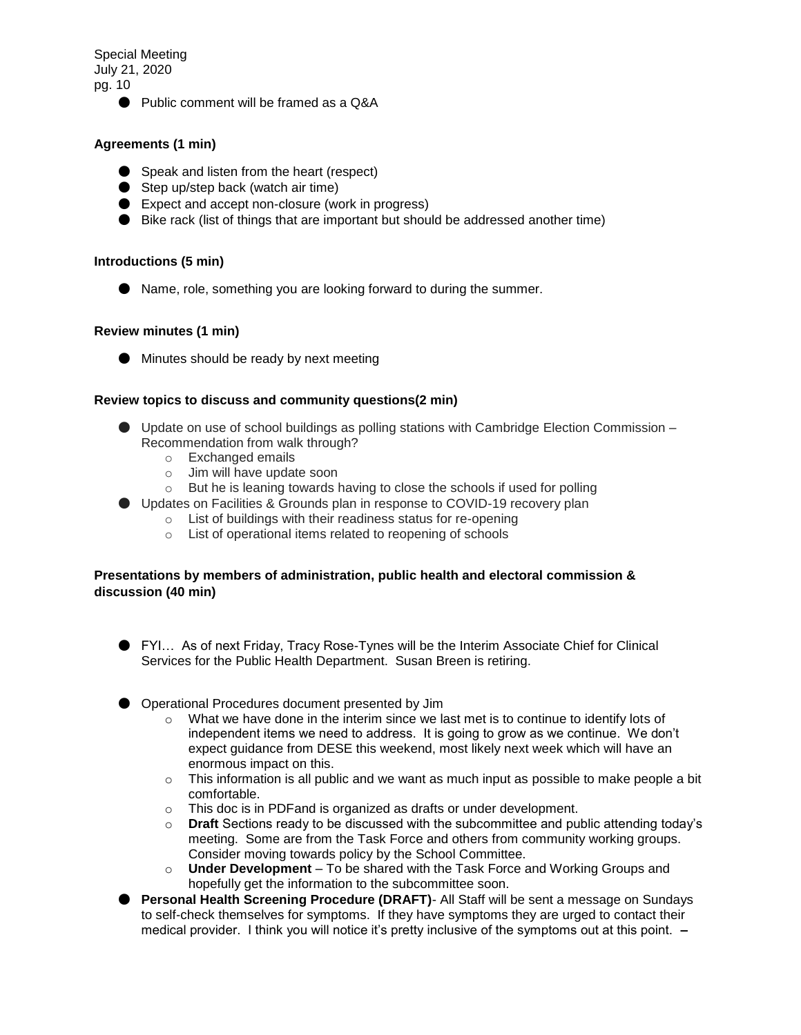- Public comment will be framed as a Q&A

**Agreements (1 min)**

- Speak and listen from the heart (respect)
- Step up/step back (watch air time)
- Expect and accept non-closure (work in progress)
- Bike rack (list of things that are important but should be addressed another time)

**Introductions (5 min)**

- Name, role, something you are looking forward to during the summer.

**Review minutes (1 min)**

- Minutes should be ready by next meeting

**Review topics to discuss and community questions(2 min)**

- Update on use of school buildings as polling stations with Cambridge Election Commission – Recommendation from walk through?
  - Exchanged emails
  - Jim will have update soon
  - But he is leaning towards having to close the schools if used for polling
- Updates on Facilities & Grounds plan in response to COVID-19 recovery plan
  - List of buildings with their readiness status for re-opening
  - List of operational items related to reopening of schools

**Presentations by members of administration, public health and electoral commission & discussion (40 min)**

- FYI… As of next Friday, Tracy Rose-Tynes will be the Interim Associate Chief for Clinical Services for the Public Health Department. Susan Breen is retiring.

- Operational Procedures document presented by Jim
  - What we have done in the interim since we last met is to continue to identify lots of independent items we need to address. It is going to grow as we continue. We don't expect guidance from DESE this weekend, most likely next week which will have an enormous impact on this.
  - This information is all public and we want as much input as possible to make people a bit comfortable.
  - This doc is in PDFand is organized as drafts or under development.
  - **Draft** Sections ready to be discussed with the subcommittee and public attending today's meeting. Some are from the Task Force and others from community working groups. Consider moving towards policy by the School Committee.
  - **Under Development** – To be shared with the Task Force and Working Groups and hopefully get the information to the subcommittee soon.
- **Personal Health Screening Procedure (DRAFT)**- All Staff will be sent a message on Sundays to self-check themselves for symptoms. If they have symptoms they are urged to contact their medical provider. I think you will notice it's pretty inclusive of the symptoms out at this point. **–**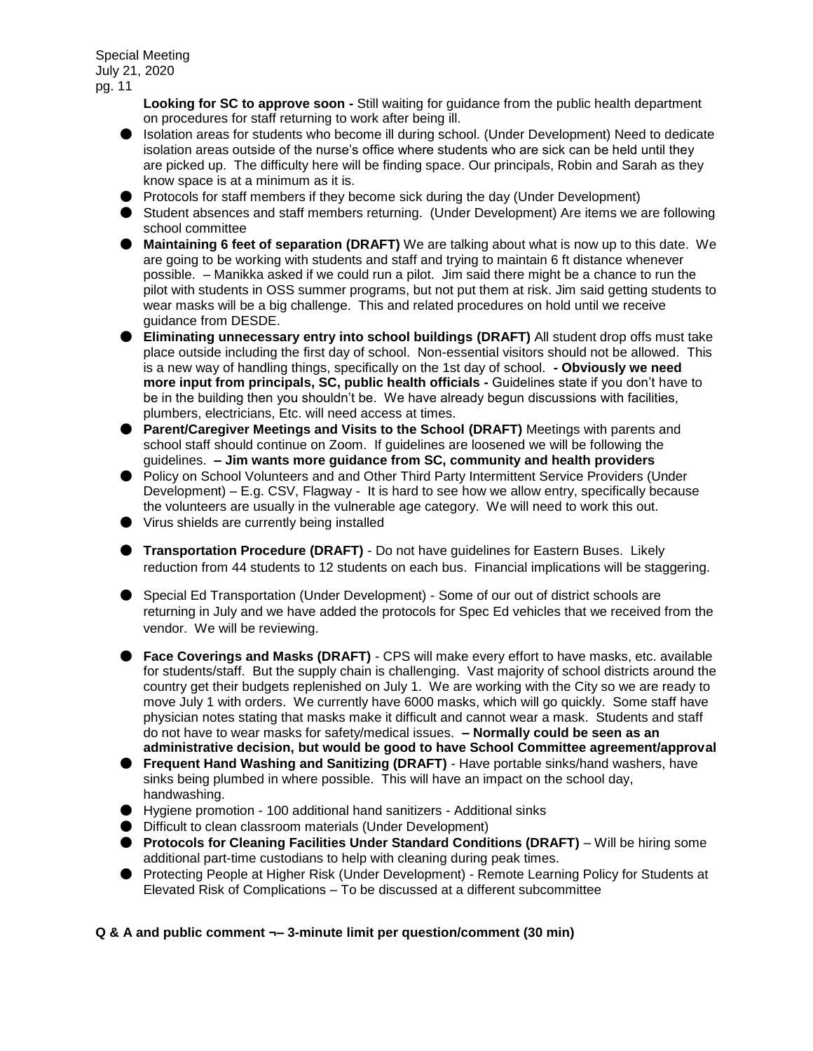**Looking for SC to approve soon -** Still waiting for guidance from the public health department on procedures for staff returning to work after being ill.

- Isolation areas for students who become ill during school. (Under Development) Need to dedicate isolation areas outside of the nurse's office where students who are sick can be held until they are picked up. The difficulty here will be finding space. Our principals, Robin and Sarah as they know space is at a minimum as it is.
- Protocols for staff members if they become sick during the day (Under Development)
- Student absences and staff members returning. (Under Development) Are items we are following school committee
- **Maintaining 6 feet of separation (DRAFT)** We are talking about what is now up to this date. We are going to be working with students and staff and trying to maintain 6 ft distance whenever possible. – Manikka asked if we could run a pilot. Jim said there might be a chance to run the pilot with students in OSS summer programs, but not put them at risk. Jim said getting students to wear masks will be a big challenge. This and related procedures on hold until we receive guidance from DESDE.
- **Eliminating unnecessary entry into school buildings (DRAFT)** All student drop offs must take place outside including the first day of school. Non-essential visitors should not be allowed. This is a new way of handling things, specifically on the 1st day of school. **- Obviously we need more input from principals, SC, public health officials -** Guidelines state if you don't have to be in the building then you shouldn't be. We have already begun discussions with facilities, plumbers, electricians, Etc. will need access at times.
- **Parent/Caregiver Meetings and Visits to the School (DRAFT)** Meetings with parents and school staff should continue on Zoom. If guidelines are loosened we will be following the guidelines. **– Jim wants more guidance from SC, community and health providers**
- Policy on School Volunteers and and Other Third Party Intermittent Service Providers (Under Development) – E.g. CSV, Flagway - It is hard to see how we allow entry, specifically because the volunteers are usually in the vulnerable age category. We will need to work this out.
- Virus shields are currently being installed
- **Transportation Procedure (DRAFT)** - Do not have guidelines for Eastern Buses. Likely reduction from 44 students to 12 students on each bus. Financial implications will be staggering.
- Special Ed Transportation (Under Development) - Some of our out of district schools are returning in July and we have added the protocols for Spec Ed vehicles that we received from the vendor. We will be reviewing.
- **Face Coverings and Masks (DRAFT)** - CPS will make every effort to have masks, etc. available for students/staff. But the supply chain is challenging. Vast majority of school districts around the country get their budgets replenished on July 1. We are working with the City so we are ready to move July 1 with orders. We currently have 6000 masks, which will go quickly. Some staff have physician notes stating that masks make it difficult and cannot wear a mask. Students and staff do not have to wear masks for safety/medical issues. **– Normally could be seen as an administrative decision, but would be good to have School Committee agreement/approval**
- **Frequent Hand Washing and Sanitizing (DRAFT)** - Have portable sinks/hand washers, have sinks being plumbed in where possible. This will have an impact on the school day, handwashing.
- Hygiene promotion - 100 additional hand sanitizers - Additional sinks
- Difficult to clean classroom materials (Under Development)
- **Protocols for Cleaning Facilities Under Standard Conditions (DRAFT)** – Will be hiring some additional part-time custodians to help with cleaning during peak times.
- Protecting People at Higher Risk (Under Development) - Remote Learning Policy for Students at Elevated Risk of Complications – To be discussed at a different subcommittee

**Q & A and public comment ¬– 3-minute limit per question/comment (30 min)**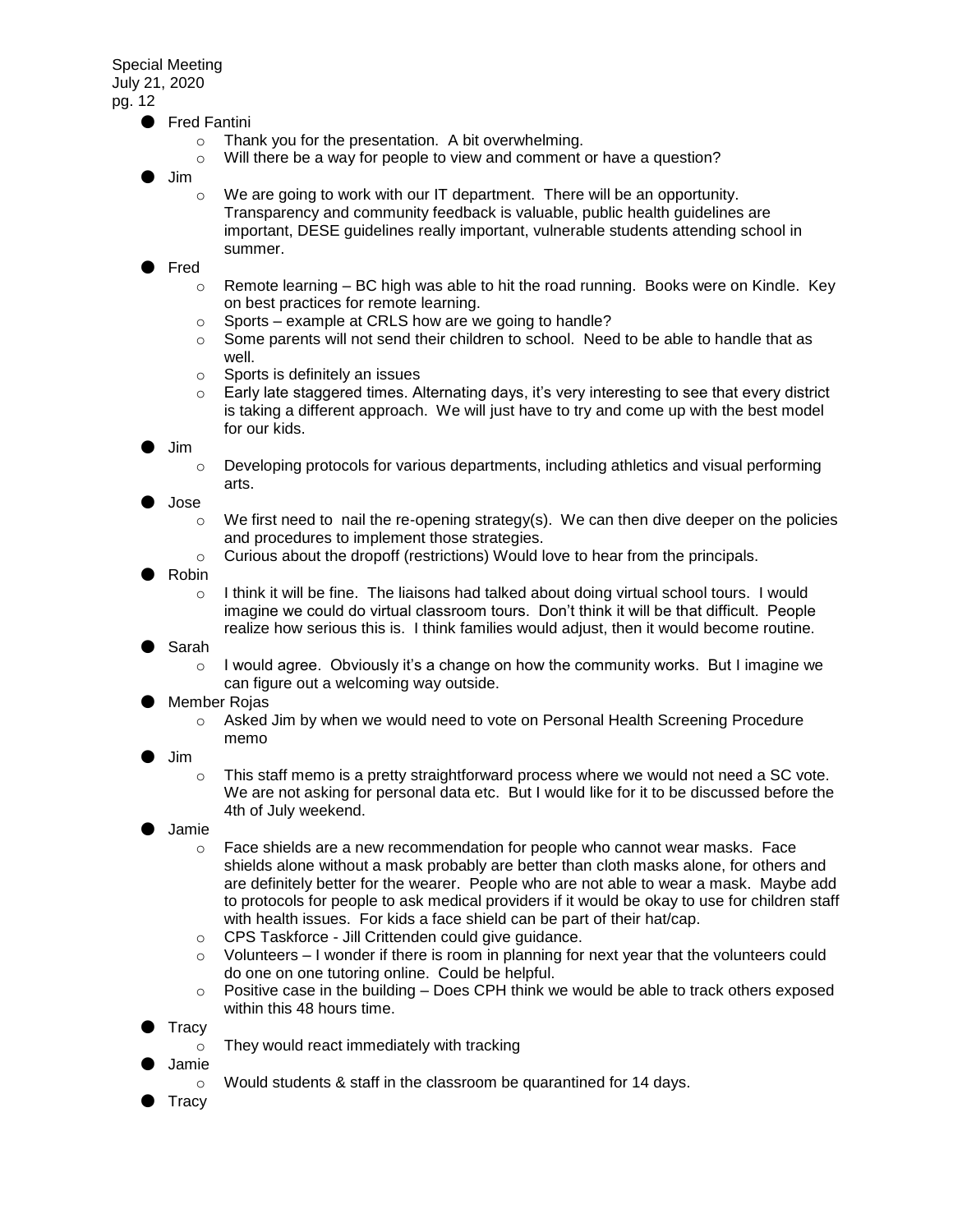- Fred Fantini
  - Thank you for the presentation. A bit overwhelming.
  - Will there be a way for people to view and comment or have a question?
- Jim
  - We are going to work with our IT department. There will be an opportunity. Transparency and community feedback is valuable, public health guidelines are important, DESE guidelines really important, vulnerable students attending school in summer.
- Fred
  - Remote learning – BC high was able to hit the road running. Books were on Kindle. Key on best practices for remote learning.
  - Sports – example at CRLS how are we going to handle?
  - Some parents will not send their children to school. Need to be able to handle that as well.
  - Sports is definitely an issues
  - Early late staggered times. Alternating days, it's very interesting to see that every district is taking a different approach. We will just have to try and come up with the best model for our kids.
- Jim
  - Developing protocols for various departments, including athletics and visual performing arts.
- Jose
  - We first need to nail the re-opening strategy(s). We can then dive deeper on the policies and procedures to implement those strategies.
  - Curious about the dropoff (restrictions) Would love to hear from the principals.
- Robin
  - I think it will be fine. The liaisons had talked about doing virtual school tours. I would imagine we could do virtual classroom tours. Don't think it will be that difficult. People realize how serious this is. I think families would adjust, then it would become routine.
- Sarah
  - I would agree. Obviously it's a change on how the community works. But I imagine we can figure out a welcoming way outside.
- Member Rojas
  - Asked Jim by when we would need to vote on Personal Health Screening Procedure memo
- Jim
  - This staff memo is a pretty straightforward process where we would not need a SC vote. We are not asking for personal data etc. But I would like for it to be discussed before the 4th of July weekend.
- Jamie
  - Face shields are a new recommendation for people who cannot wear masks. Face shields alone without a mask probably are better than cloth masks alone, for others and are definitely better for the wearer. People who are not able to wear a mask. Maybe add to protocols for people to ask medical providers if it would be okay to use for children staff with health issues. For kids a face shield can be part of their hat/cap.
  - CPS Taskforce - Jill Crittenden could give guidance.
  - Volunteers – I wonder if there is room in planning for next year that the volunteers could do one on one tutoring online. Could be helpful.
  - Positive case in the building – Does CPH think we would be able to track others exposed within this 48 hours time.
- Tracy
  - They would react immediately with tracking
- Jamie
  - Would students & staff in the classroom be quarantined for 14 days.
- Tracy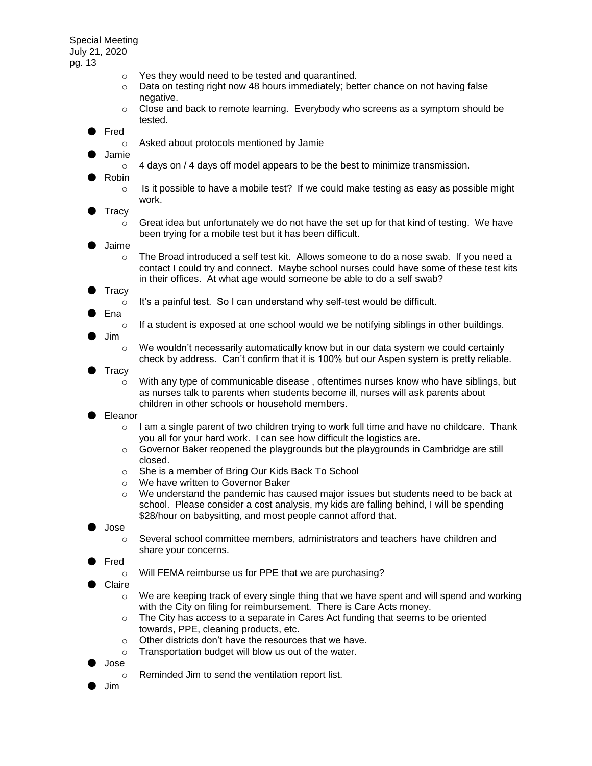- Yes they would need to be tested and quarantined.
- Data on testing right now 48 hours immediately; better chance on not having false negative.
- Close and back to remote learning. Everybody who screens as a symptom should be tested.

- Fred
  - Asked about protocols mentioned by Jamie
- Jamie
  - 4 days on / 4 days off model appears to be the best to minimize transmission.
- Robin
  - Is it possible to have a mobile test? If we could make testing as easy as possible might work.
- Tracy
  - Great idea but unfortunately we do not have the set up for that kind of testing. We have been trying for a mobile test but it has been difficult.
- Jaime
  - The Broad introduced a self test kit. Allows someone to do a nose swab. If you need a contact I could try and connect. Maybe school nurses could have some of these test kits in their offices. At what age would someone be able to do a self swab?
- Tracy
  - It's a painful test. So I can understand why self-test would be difficult.
- Ena
  - If a student is exposed at one school would we be notifying siblings in other buildings.
- Jim
  - We wouldn't necessarily automatically know but in our data system we could certainly check by address. Can't confirm that it is 100% but our Aspen system is pretty reliable.
- Tracy
  - With any type of communicable disease , oftentimes nurses know who have siblings, but as nurses talk to parents when students become ill, nurses will ask parents about children in other schools or household members.
- Eleanor
  - I am a single parent of two children trying to work full time and have no childcare. Thank you all for your hard work. I can see how difficult the logistics are.
  - Governor Baker reopened the playgrounds but the playgrounds in Cambridge are still closed.
  - She is a member of Bring Our Kids Back To School
  - We have written to Governor Baker
  - We understand the pandemic has caused major issues but students need to be back at school. Please consider a cost analysis, my kids are falling behind, I will be spending $28/hour on babysitting, and most people cannot afford that.
- Jose
  - Several school committee members, administrators and teachers have children and share your concerns.
- Fred
  - Will FEMA reimburse us for PPE that we are purchasing?
- Claire
  - We are keeping track of every single thing that we have spent and will spend and working with the City on filing for reimbursement. There is Care Acts money.
  - The City has access to a separate in Cares Act funding that seems to be oriented towards, PPE, cleaning products, etc.
  - Other districts don't have the resources that we have.
  - Transportation budget will blow us out of the water.
- Jose
  - Reminded Jim to send the ventilation report list.
- Jim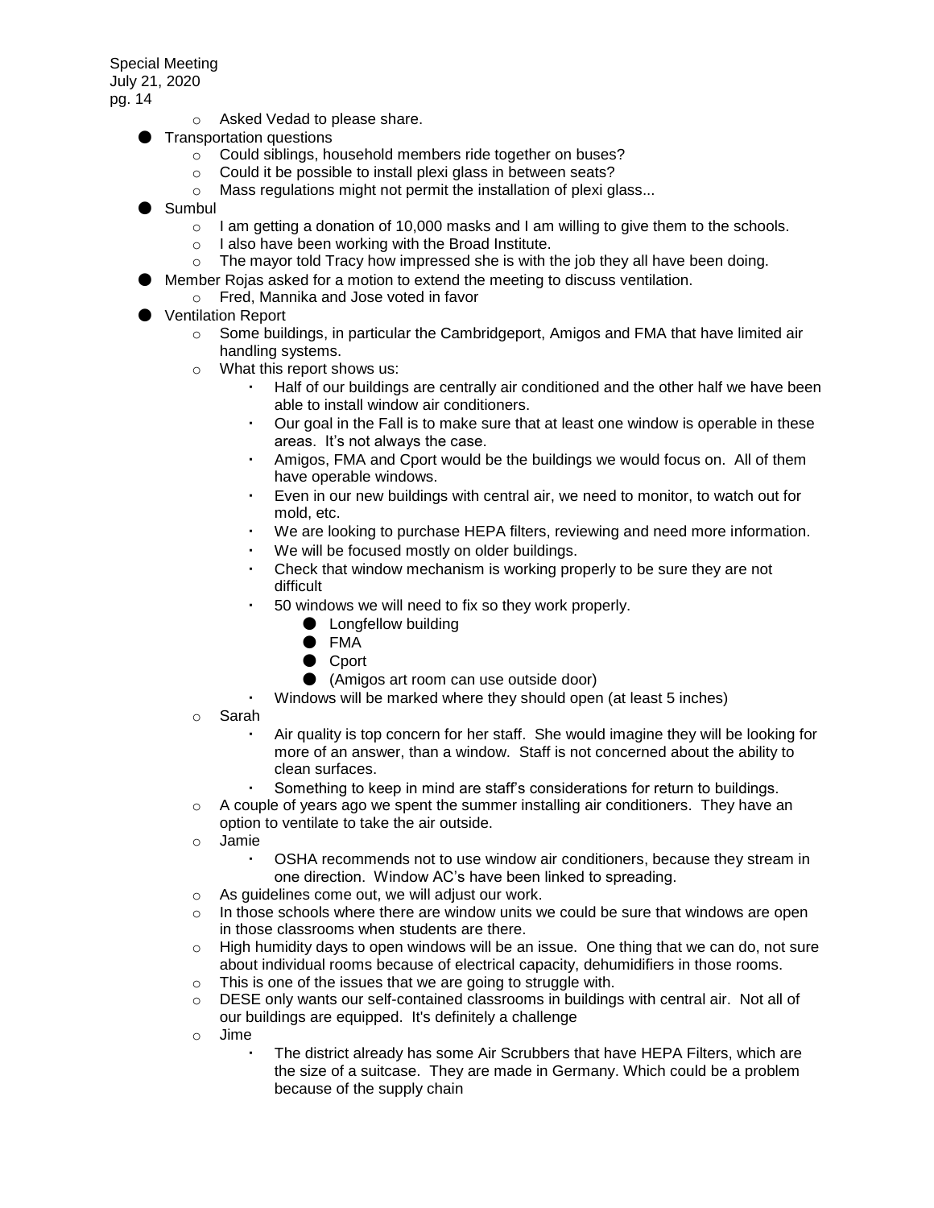- Asked Vedad to please share.
- Transportation questions
  - Could siblings, household members ride together on buses?
  - Could it be possible to install plexi glass in between seats?
  - Mass regulations might not permit the installation of plexi glass...
- Sumbul
  - I am getting a donation of 10,000 masks and I am willing to give them to the schools.
  - I also have been working with the Broad Institute.
  - The mayor told Tracy how impressed she is with the job they all have been doing.
- Member Rojas asked for a motion to extend the meeting to discuss ventilation.
  - Fred, Mannika and Jose voted in favor
- Ventilation Report
  - Some buildings, in particular the Cambridgeport, Amigos and FMA that have limited air handling systems.
  - What this report shows us:
    - Half of our buildings are centrally air conditioned and the other half we have been able to install window air conditioners.
    - Our goal in the Fall is to make sure that at least one window is operable in these areas. It's not always the case.
    - Amigos, FMA and Cport would be the buildings we would focus on. All of them have operable windows.
    - Even in our new buildings with central air, we need to monitor, to watch out for mold, etc.
    - We are looking to purchase HEPA filters, reviewing and need more information.
    - We will be focused mostly on older buildings.
    - Check that window mechanism is working properly to be sure they are not difficult
    - 50 windows we will need to fix so they work properly.
      - Longfellow building
      - FMA
      - Cport
      - (Amigos art room can use outside door)
    - Windows will be marked where they should open (at least 5 inches)
  - Sarah
    - Air quality is top concern for her staff. She would imagine they will be looking for more of an answer, than a window. Staff is not concerned about the ability to clean surfaces.
    - Something to keep in mind are staff's considerations for return to buildings.
  - A couple of years ago we spent the summer installing air conditioners. They have an option to ventilate to take the air outside.
  - Jamie
    - OSHA recommends not to use window air conditioners, because they stream in one direction. Window AC's have been linked to spreading.
  - As guidelines come out, we will adjust our work.
  - In those schools where there are window units we could be sure that windows are open in those classrooms when students are there.
  - High humidity days to open windows will be an issue. One thing that we can do, not sure about individual rooms because of electrical capacity, dehumidifiers in those rooms.
  - This is one of the issues that we are going to struggle with.
  - DESE only wants our self-contained classrooms in buildings with central air. Not all of our buildings are equipped. It's definitely a challenge
  - Jime
    - The district already has some Air Scrubbers that have HEPA Filters, which are the size of a suitcase. They are made in Germany. Which could be a problem because of the supply chain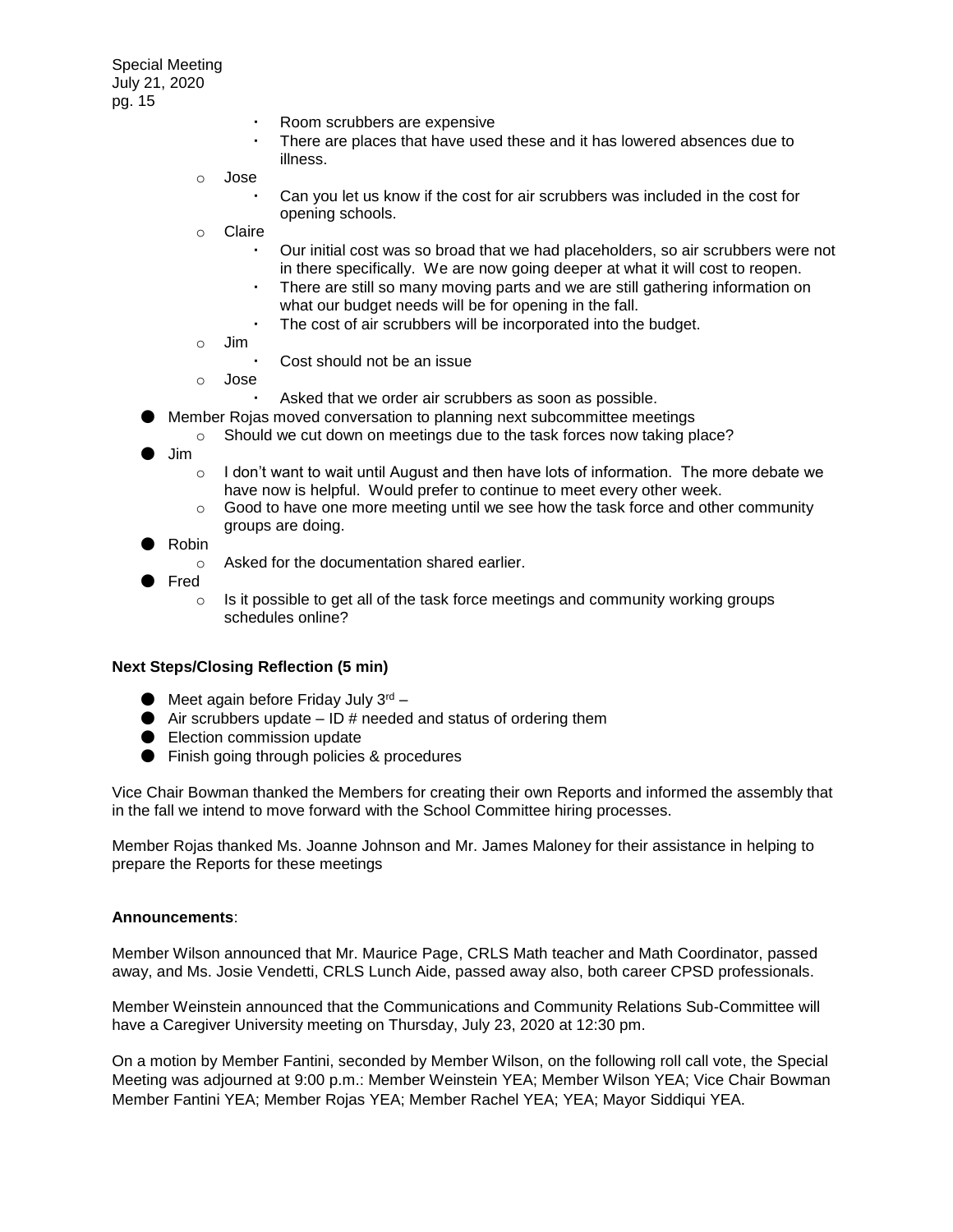- Room scrubbers are expensive
    - There are places that have used these and it has lowered absences due to illness.
  - Jose
    - Can you let us know if the cost for air scrubbers was included in the cost for opening schools.
  - Claire
    - Our initial cost was so broad that we had placeholders, so air scrubbers were not in there specifically. We are now going deeper at what it will cost to reopen.
    - There are still so many moving parts and we are still gathering information on what our budget needs will be for opening in the fall.
    - The cost of air scrubbers will be incorporated into the budget.
  - Jim
    - Cost should not be an issue
  - Jose
    - Asked that we order air scrubbers as soon as possible.
- Member Rojas moved conversation to planning next subcommittee meetings
  - Should we cut down on meetings due to the task forces now taking place?
- Jim
  - I don't want to wait until August and then have lots of information. The more debate we have now is helpful. Would prefer to continue to meet every other week.
  - Good to have one more meeting until we see how the task force and other community groups are doing.
- Robin
  - Asked for the documentation shared earlier.
- Fred
  - Is it possible to get all of the task force meetings and community working groups schedules online?

**Next Steps/Closing Reflection (5 min)**

- Meet again before Friday July 3rd –
- Air scrubbers update – ID # needed and status of ordering them
- Election commission update
- Finish going through policies & procedures

Vice Chair Bowman thanked the Members for creating their own Reports and informed the assembly that in the fall we intend to move forward with the School Committee hiring processes.

Member Rojas thanked Ms. Joanne Johnson and Mr. James Maloney for their assistance in helping to prepare the Reports for these meetings

**Announcements**:

Member Wilson announced that Mr. Maurice Page, CRLS Math teacher and Math Coordinator, passed away, and Ms. Josie Vendetti, CRLS Lunch Aide, passed away also, both career CPSD professionals.

Member Weinstein announced that the Communications and Community Relations Sub-Committee will have a Caregiver University meeting on Thursday, July 23, 2020 at 12:30 pm.

On a motion by Member Fantini, seconded by Member Wilson, on the following roll call vote, the Special Meeting was adjourned at 9:00 p.m.: Member Weinstein YEA; Member Wilson YEA; Vice Chair Bowman Member Fantini YEA; Member Rojas YEA; Member Rachel YEA; YEA; Mayor Siddiqui YEA.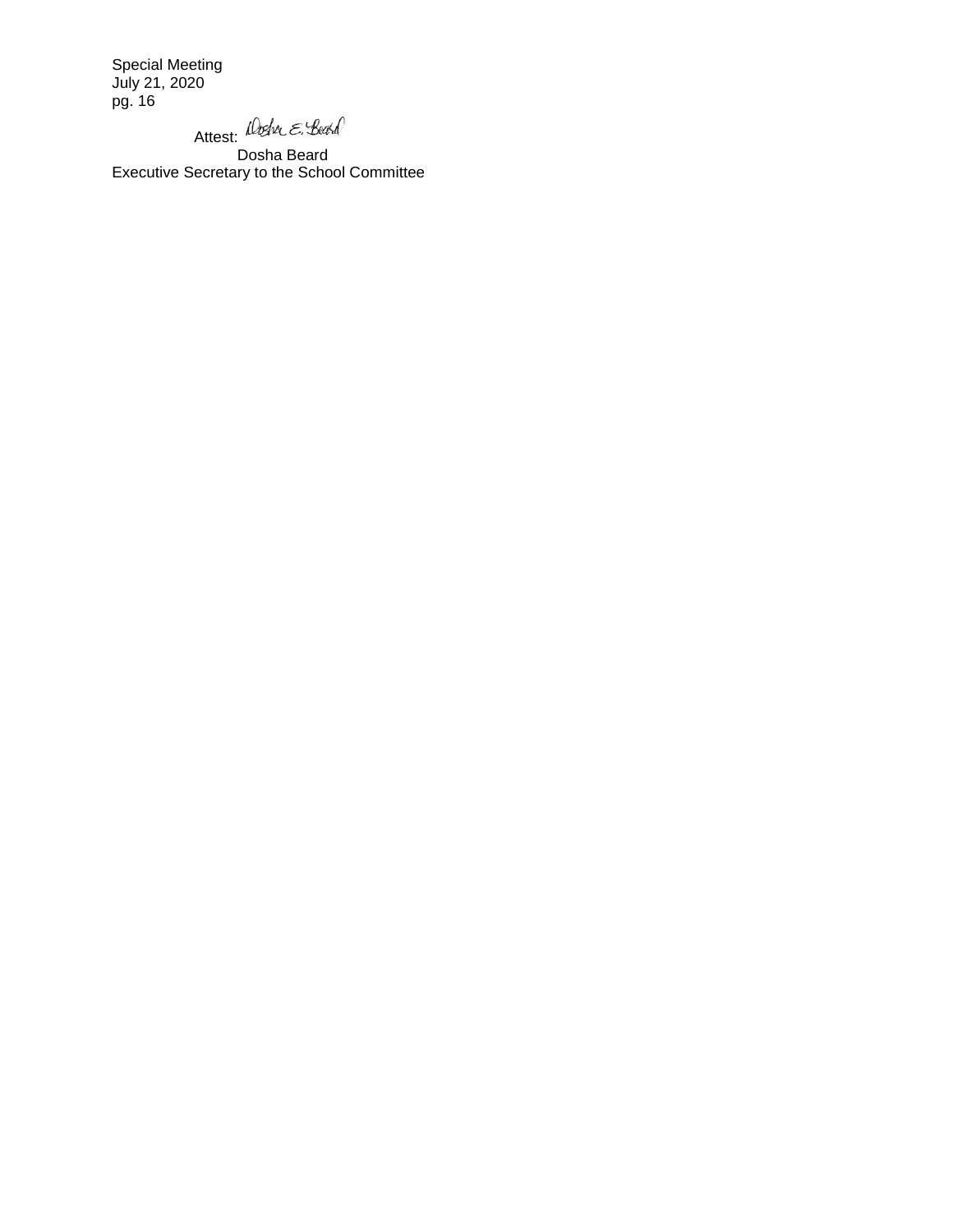Attest: Dosha E. Beard

Dosha Beard

Executive Secretary to the School Committee